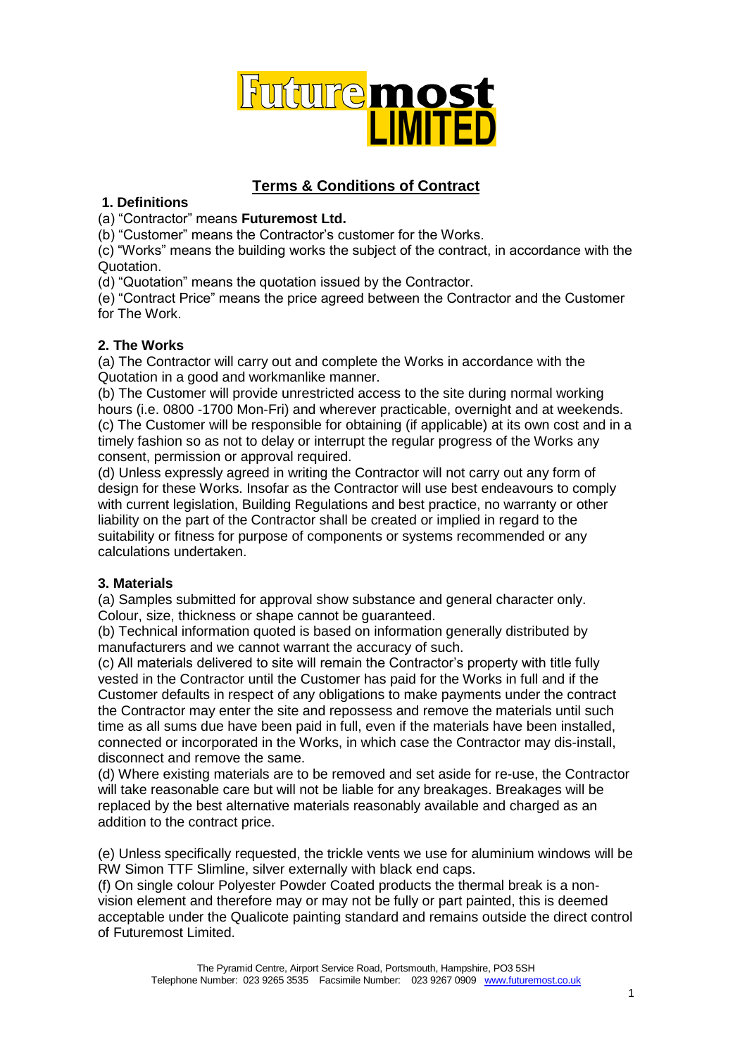# Futuremost LIMITED

## Terms & Conditions of Contract

### 1. Definitions

(a) "Contractor" means **Futuremost Ltd.**

(b) "Customer" means the Contractor's customer for the Works.

(c) "Works" means the building works the subject of the contract, in accordance with the Quotation.

(d) "Quotation" means the quotation issued by the Contractor.

(e) "Contract Price" means the price agreed between the Contractor and the Customer for The Work.

### 2. The Works

(a) The Contractor will carry out and complete the Works in accordance with the Quotation in a good and workmanlike manner.

(b) The Customer will provide unrestricted access to the site during normal working hours (i.e. 0800 -1700 Mon-Fri) and wherever practicable, overnight and at weekends.

(c) The Customer will be responsible for obtaining (if applicable) at its own cost and in a timely fashion so as not to delay or interrupt the regular progress of the Works any consent, permission or approval required.

(d) Unless expressly agreed in writing the Contractor will not carry out any form of design for these Works. Insofar as the Contractor will use best endeavours to comply with current legislation, Building Regulations and best practice, no warranty or other liability on the part of the Contractor shall be created or implied in regard to the suitability or fitness for purpose of components or systems recommended or any calculations undertaken.

### 3. Materials

(a) Samples submitted for approval show substance and general character only. Colour, size, thickness or shape cannot be guaranteed.

(b) Technical information quoted is based on information generally distributed by manufacturers and we cannot warrant the accuracy of such.

(c) All materials delivered to site will remain the Contractor's property with title fully vested in the Contractor until the Customer has paid for the Works in full and if the Customer defaults in respect of any obligations to make payments under the contract the Contractor may enter the site and repossess and remove the materials until such time as all sums due have been paid in full, even if the materials have been installed, connected or incorporated in the Works, in which case the Contractor may dis-install, disconnect and remove the same.

(d) Where existing materials are to be removed and set aside for re-use, the Contractor will take reasonable care but will not be liable for any breakages. Breakages will be replaced by the best alternative materials reasonably available and charged as an addition to the contract price.

(e) Unless specifically requested, the trickle vents we use for aluminium windows will be RW Simon TTF Slimline, silver externally with black end caps.

(f) On single colour Polyester Powder Coated products the thermal break is a non-vision element and therefore may or may not be fully or part painted, this is deemed acceptable under the Qualicote painting standard and remains outside the direct control of Futuremost Limited.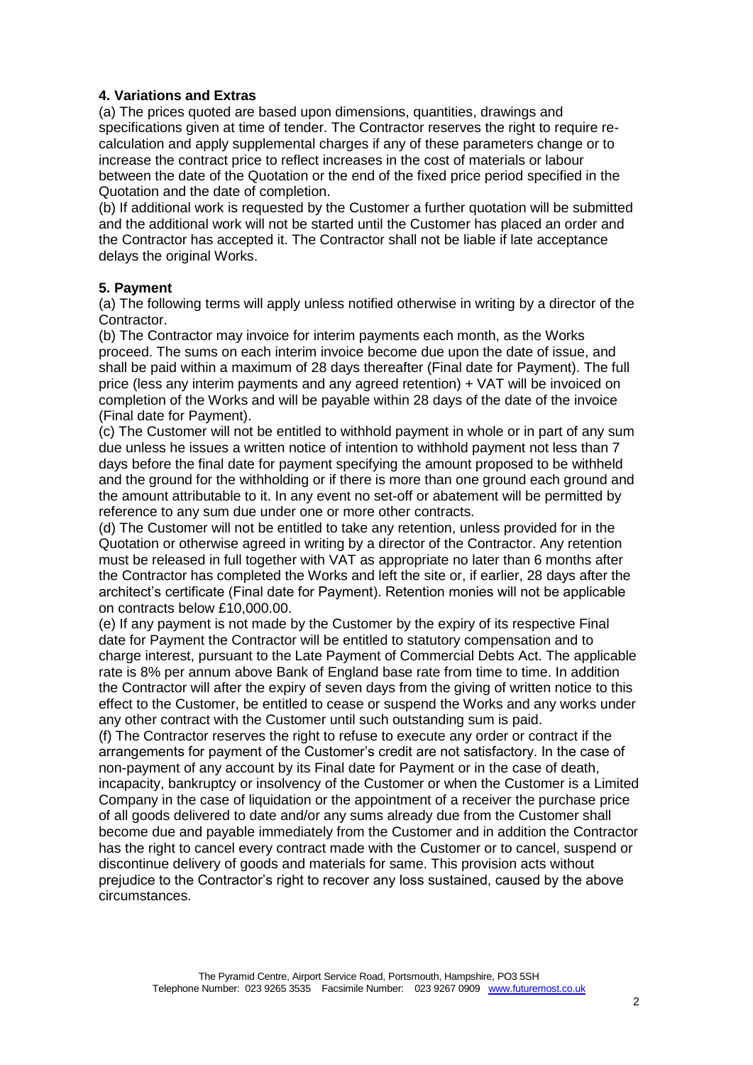**4. Variations and Extras**

(a) The prices quoted are based upon dimensions, quantities, drawings and specifications given at time of tender. The Contractor reserves the right to require re-calculation and apply supplemental charges if any of these parameters change or to increase the contract price to reflect increases in the cost of materials or labour between the date of the Quotation or the end of the fixed price period specified in the Quotation and the date of completion.

(b) If additional work is requested by the Customer a further quotation will be submitted and the additional work will not be started until the Customer has placed an order and the Contractor has accepted it. The Contractor shall not be liable if late acceptance delays the original Works.

**5. Payment**

(a) The following terms will apply unless notified otherwise in writing by a director of the Contractor.

(b) The Contractor may invoice for interim payments each month, as the Works proceed. The sums on each interim invoice become due upon the date of issue, and shall be paid within a maximum of 28 days thereafter (Final date for Payment). The full price (less any interim payments and any agreed retention) + VAT will be invoiced on completion of the Works and will be payable within 28 days of the date of the invoice (Final date for Payment).

(c) The Customer will not be entitled to withhold payment in whole or in part of any sum due unless he issues a written notice of intention to withhold payment not less than 7 days before the final date for payment specifying the amount proposed to be withheld and the ground for the withholding or if there is more than one ground each ground and the amount attributable to it. In any event no set-off or abatement will be permitted by reference to any sum due under one or more other contracts.

(d) The Customer will not be entitled to take any retention, unless provided for in the Quotation or otherwise agreed in writing by a director of the Contractor. Any retention must be released in full together with VAT as appropriate no later than 6 months after the Contractor has completed the Works and left the site or, if earlier, 28 days after the architect's certificate (Final date for Payment). Retention monies will not be applicable on contracts below £10,000.00.

(e) If any payment is not made by the Customer by the expiry of its respective Final date for Payment the Contractor will be entitled to statutory compensation and to charge interest, pursuant to the Late Payment of Commercial Debts Act. The applicable rate is 8% per annum above Bank of England base rate from time to time. In addition the Contractor will after the expiry of seven days from the giving of written notice to this effect to the Customer, be entitled to cease or suspend the Works and any works under any other contract with the Customer until such outstanding sum is paid.

(f) The Contractor reserves the right to refuse to execute any order or contract if the arrangements for payment of the Customer's credit are not satisfactory. In the case of non-payment of any account by its Final date for Payment or in the case of death, incapacity, bankruptcy or insolvency of the Customer or when the Customer is a Limited Company in the case of liquidation or the appointment of a receiver the purchase price of all goods delivered to date and/or any sums already due from the Customer shall become due and payable immediately from the Customer and in addition the Contractor has the right to cancel every contract made with the Customer or to cancel, suspend or discontinue delivery of goods and materials for same. This provision acts without prejudice to the Contractor's right to recover any loss sustained, caused by the above circumstances.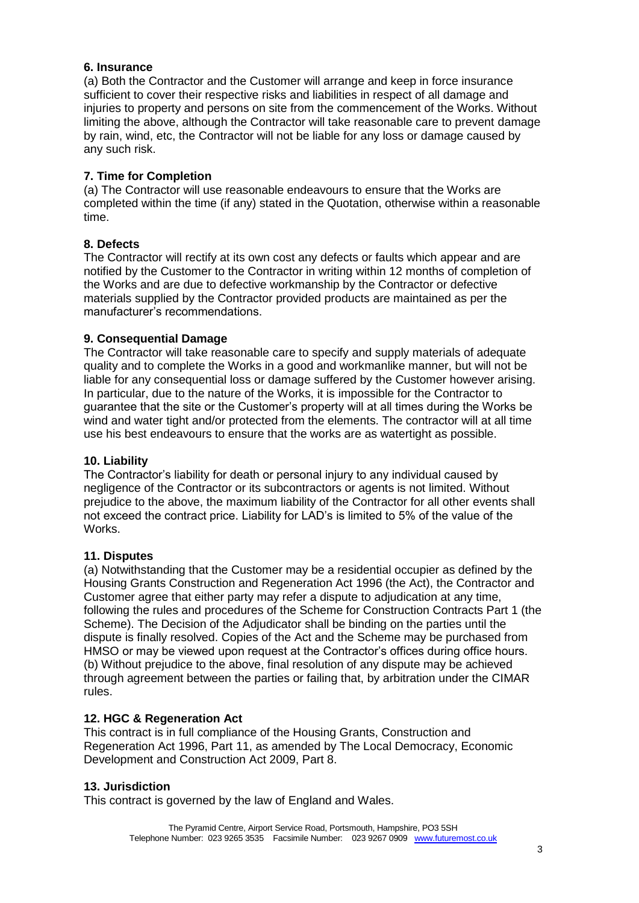### 6. Insurance

(a) Both the Contractor and the Customer will arrange and keep in force insurance sufficient to cover their respective risks and liabilities in respect of all damage and injuries to property and persons on site from the commencement of the Works. Without limiting the above, although the Contractor will take reasonable care to prevent damage by rain, wind, etc, the Contractor will not be liable for any loss or damage caused by any such risk.

### 7. Time for Completion

(a) The Contractor will use reasonable endeavours to ensure that the Works are completed within the time (if any) stated in the Quotation, otherwise within a reasonable time.

### 8. Defects

The Contractor will rectify at its own cost any defects or faults which appear and are notified by the Customer to the Contractor in writing within 12 months of completion of the Works and are due to defective workmanship by the Contractor or defective materials supplied by the Contractor provided products are maintained as per the manufacturer's recommendations.

### 9. Consequential Damage

The Contractor will take reasonable care to specify and supply materials of adequate quality and to complete the Works in a good and workmanlike manner, but will not be liable for any consequential loss or damage suffered by the Customer however arising. In particular, due to the nature of the Works, it is impossible for the Contractor to guarantee that the site or the Customer's property will at all times during the Works be wind and water tight and/or protected from the elements. The contractor will at all time use his best endeavours to ensure that the works are as watertight as possible.

### 10. Liability

The Contractor's liability for death or personal injury to any individual caused by negligence of the Contractor or its subcontractors or agents is not limited. Without prejudice to the above, the maximum liability of the Contractor for all other events shall not exceed the contract price. Liability for LAD's is limited to 5% of the value of the Works.

### 11. Disputes

(a) Notwithstanding that the Customer may be a residential occupier as defined by the Housing Grants Construction and Regeneration Act 1996 (the Act), the Contractor and Customer agree that either party may refer a dispute to adjudication at any time, following the rules and procedures of the Scheme for Construction Contracts Part 1 (the Scheme). The Decision of the Adjudicator shall be binding on the parties until the dispute is finally resolved. Copies of the Act and the Scheme may be purchased from HMSO or may be viewed upon request at the Contractor's offices during office hours.
(b) Without prejudice to the above, final resolution of any dispute may be achieved through agreement between the parties or failing that, by arbitration under the CIMAR rules.

### 12. HGC & Regeneration Act

This contract is in full compliance of the Housing Grants, Construction and Regeneration Act 1996, Part 11, as amended by The Local Democracy, Economic Development and Construction Act 2009, Part 8.

### 13. Jurisdiction

This contract is governed by the law of England and Wales.

The Pyramid Centre, Airport Service Road, Portsmouth, Hampshire, PO3 5SH
Telephone Number: 023 9265 3535 Facsimile Number: 023 9267 0909 www.futuremost.co.uk